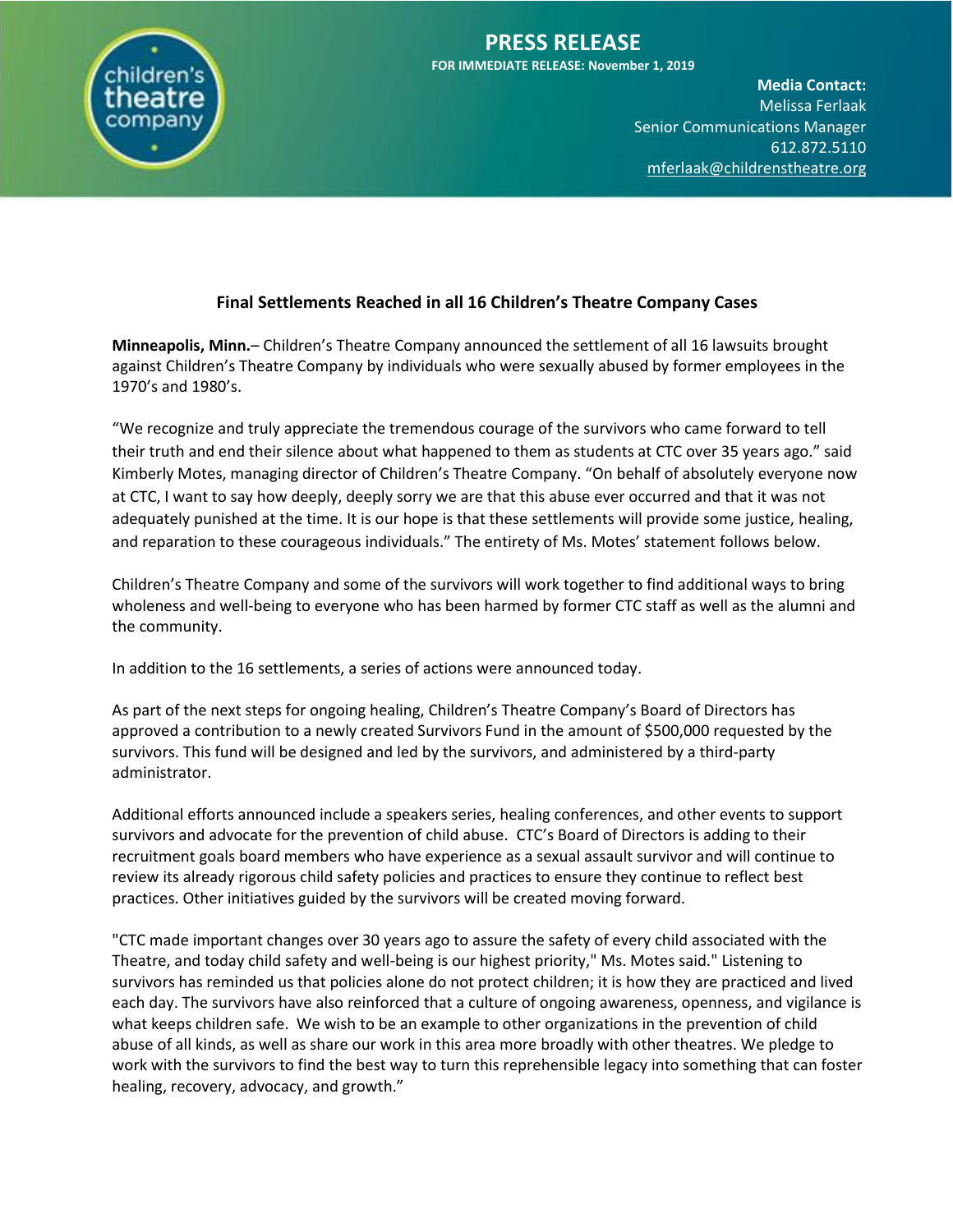# PRESS RELEASE

**FOR IMMEDIATE RELEASE: November 1, 2019**

**Media Contact:**
Melissa Ferlaak
Senior Communications Manager
612.872.5110
mferlaak@childrenstheatre.org

## Final Settlements Reached in all 16 Children's Theatre Company Cases

**Minneapolis, Minn.**– Children's Theatre Company announced the settlement of all 16 lawsuits brought against Children's Theatre Company by individuals who were sexually abused by former employees in the 1970's and 1980's.

"We recognize and truly appreciate the tremendous courage of the survivors who came forward to tell their truth and end their silence about what happened to them as students at CTC over 35 years ago." said Kimberly Motes, managing director of Children's Theatre Company. "On behalf of absolutely everyone now at CTC, I want to say how deeply, deeply sorry we are that this abuse ever occurred and that it was not adequately punished at the time. It is our hope is that these settlements will provide some justice, healing, and reparation to these courageous individuals." The entirety of Ms. Motes' statement follows below.

Children's Theatre Company and some of the survivors will work together to find additional ways to bring wholeness and well-being to everyone who has been harmed by former CTC staff as well as the alumni and the community.

In addition to the 16 settlements, a series of actions were announced today.

As part of the next steps for ongoing healing, Children's Theatre Company's Board of Directors has approved a contribution to a newly created Survivors Fund in the amount of $500,000 requested by the survivors. This fund will be designed and led by the survivors, and administered by a third-party administrator.

Additional efforts announced include a speakers series, healing conferences, and other events to support survivors and advocate for the prevention of child abuse. CTC's Board of Directors is adding to their recruitment goals board members who have experience as a sexual assault survivor and will continue to review its already rigorous child safety policies and practices to ensure they continue to reflect best practices. Other initiatives guided by the survivors will be created moving forward.

"CTC made important changes over 30 years ago to assure the safety of every child associated with the Theatre, and today child safety and well-being is our highest priority," Ms. Motes said." Listening to survivors has reminded us that policies alone do not protect children; it is how they are practiced and lived each day. The survivors have also reinforced that a culture of ongoing awareness, openness, and vigilance is what keeps children safe. We wish to be an example to other organizations in the prevention of child abuse of all kinds, as well as share our work in this area more broadly with other theatres. We pledge to work with the survivors to find the best way to turn this reprehensible legacy into something that can foster healing, recovery, advocacy, and growth."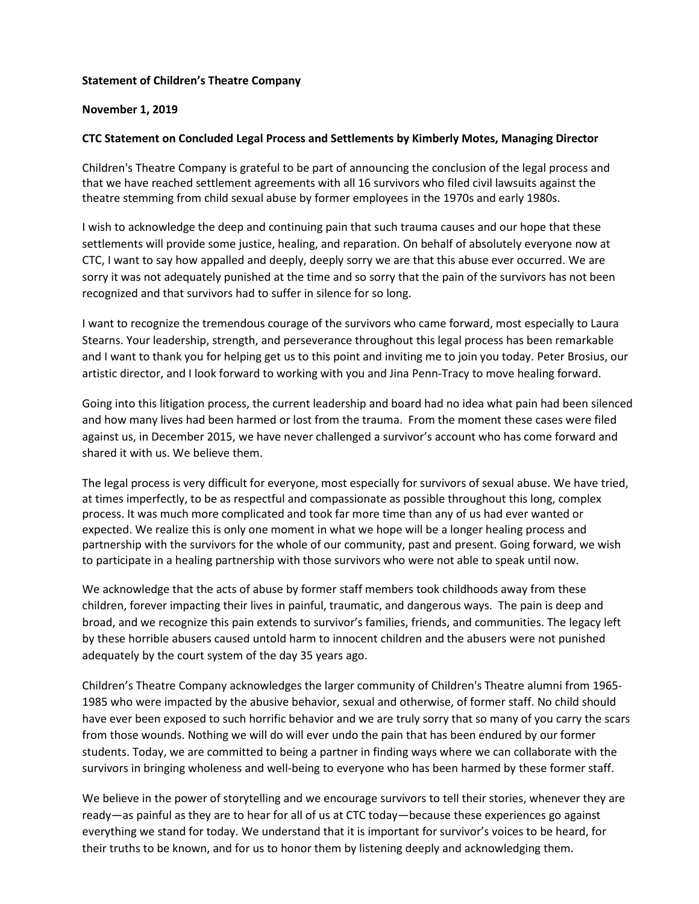**Statement of Children's Theatre Company**

**November 1, 2019**

**CTC Statement on Concluded Legal Process and Settlements by Kimberly Motes, Managing Director**

Children's Theatre Company is grateful to be part of announcing the conclusion of the legal process and that we have reached settlement agreements with all 16 survivors who filed civil lawsuits against the theatre stemming from child sexual abuse by former employees in the 1970s and early 1980s.

I wish to acknowledge the deep and continuing pain that such trauma causes and our hope that these settlements will provide some justice, healing, and reparation. On behalf of absolutely everyone now at CTC, I want to say how appalled and deeply, deeply sorry we are that this abuse ever occurred. We are sorry it was not adequately punished at the time and so sorry that the pain of the survivors has not been recognized and that survivors had to suffer in silence for so long.

I want to recognize the tremendous courage of the survivors who came forward, most especially to Laura Stearns. Your leadership, strength, and perseverance throughout this legal process has been remarkable and I want to thank you for helping get us to this point and inviting me to join you today. Peter Brosius, our artistic director, and I look forward to working with you and Jina Penn-Tracy to move healing forward.

Going into this litigation process, the current leadership and board had no idea what pain had been silenced and how many lives had been harmed or lost from the trauma. From the moment these cases were filed against us, in December 2015, we have never challenged a survivor's account who has come forward and shared it with us. We believe them.

The legal process is very difficult for everyone, most especially for survivors of sexual abuse. We have tried, at times imperfectly, to be as respectful and compassionate as possible throughout this long, complex process. It was much more complicated and took far more time than any of us had ever wanted or expected. We realize this is only one moment in what we hope will be a longer healing process and partnership with the survivors for the whole of our community, past and present. Going forward, we wish to participate in a healing partnership with those survivors who were not able to speak until now.

We acknowledge that the acts of abuse by former staff members took childhoods away from these children, forever impacting their lives in painful, traumatic, and dangerous ways. The pain is deep and broad, and we recognize this pain extends to survivor's families, friends, and communities. The legacy left by these horrible abusers caused untold harm to innocent children and the abusers were not punished adequately by the court system of the day 35 years ago.

Children's Theatre Company acknowledges the larger community of Children's Theatre alumni from 1965-1985 who were impacted by the abusive behavior, sexual and otherwise, of former staff. No child should have ever been exposed to such horrific behavior and we are truly sorry that so many of you carry the scars from those wounds. Nothing we will do will ever undo the pain that has been endured by our former students. Today, we are committed to being a partner in finding ways where we can collaborate with the survivors in bringing wholeness and well-being to everyone who has been harmed by these former staff.

We believe in the power of storytelling and we encourage survivors to tell their stories, whenever they are ready—as painful as they are to hear for all of us at CTC today—because these experiences go against everything we stand for today. We understand that it is important for survivor's voices to be heard, for their truths to be known, and for us to honor them by listening deeply and acknowledging them.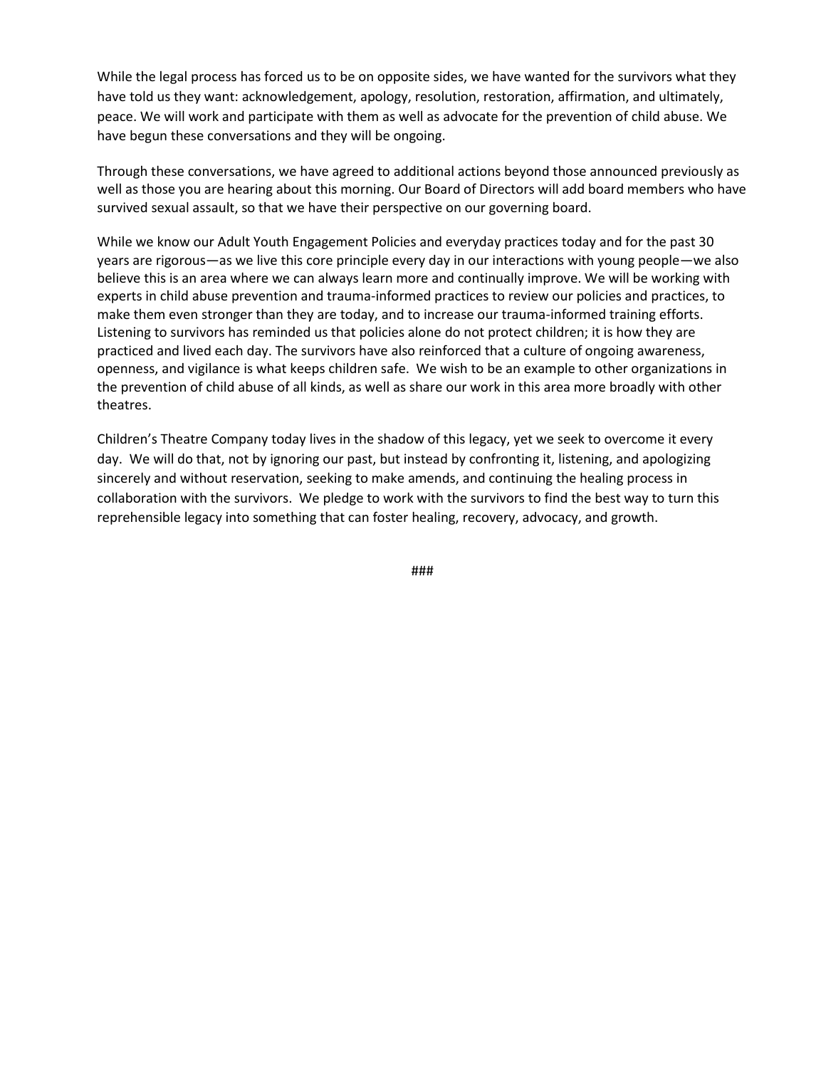While the legal process has forced us to be on opposite sides, we have wanted for the survivors what they have told us they want: acknowledgement, apology, resolution, restoration, affirmation, and ultimately, peace. We will work and participate with them as well as advocate for the prevention of child abuse. We have begun these conversations and they will be ongoing.

Through these conversations, we have agreed to additional actions beyond those announced previously as well as those you are hearing about this morning. Our Board of Directors will add board members who have survived sexual assault, so that we have their perspective on our governing board.

While we know our Adult Youth Engagement Policies and everyday practices today and for the past 30 years are rigorous—as we live this core principle every day in our interactions with young people—we also believe this is an area where we can always learn more and continually improve. We will be working with experts in child abuse prevention and trauma-informed practices to review our policies and practices, to make them even stronger than they are today, and to increase our trauma-informed training efforts. Listening to survivors has reminded us that policies alone do not protect children; it is how they are practiced and lived each day. The survivors have also reinforced that a culture of ongoing awareness, openness, and vigilance is what keeps children safe. We wish to be an example to other organizations in the prevention of child abuse of all kinds, as well as share our work in this area more broadly with other theatres.

Children's Theatre Company today lives in the shadow of this legacy, yet we seek to overcome it every day. We will do that, not by ignoring our past, but instead by confronting it, listening, and apologizing sincerely and without reservation, seeking to make amends, and continuing the healing process in collaboration with the survivors. We pledge to work with the survivors to find the best way to turn this reprehensible legacy into something that can foster healing, recovery, advocacy, and growth.

###